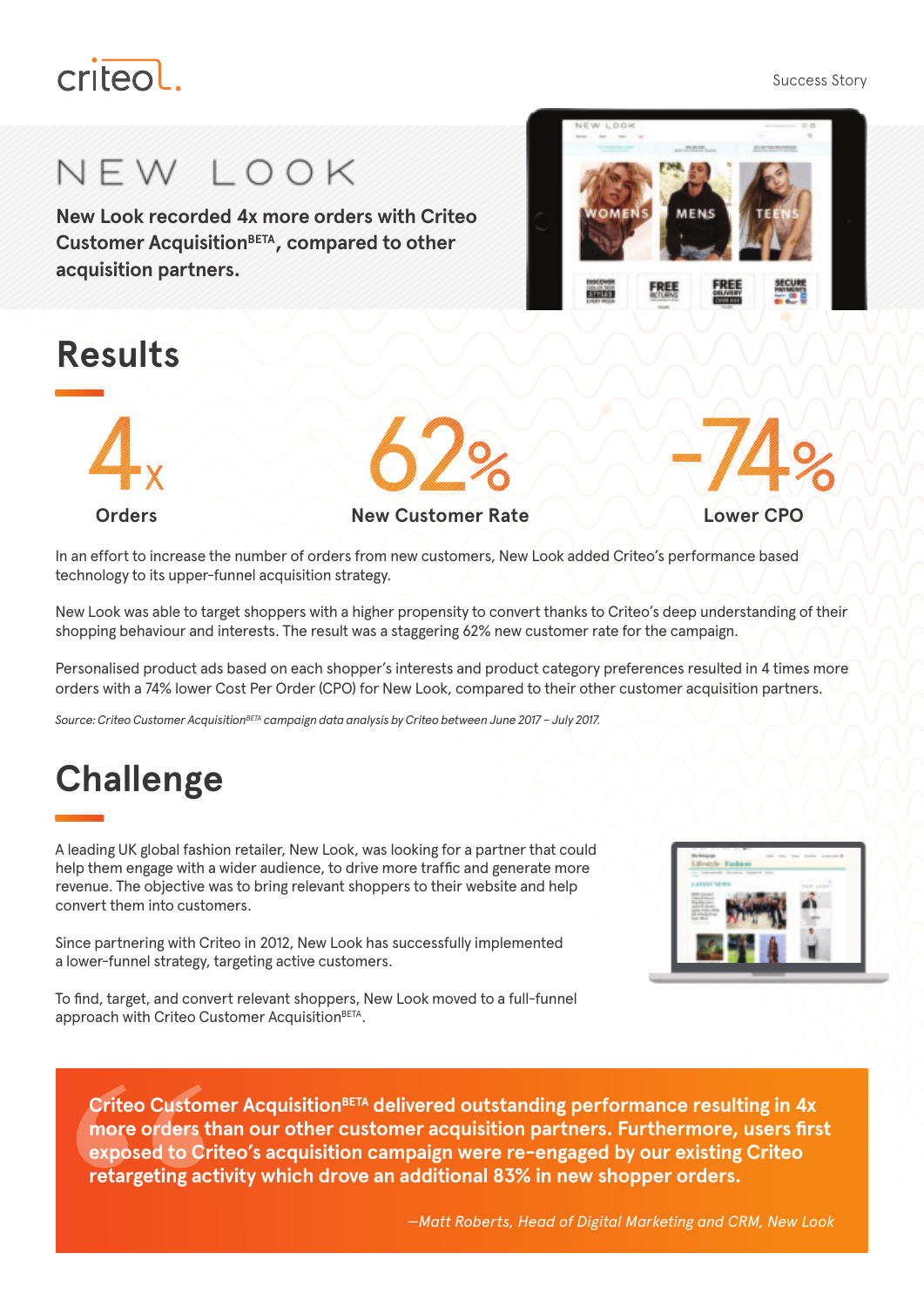criteo

Success Story

# NEW LOOK

**New Look recorded 4x more orders with Criteo Customer Acquisition[BETA], compared to other acquisition partners.**

## Results

**4x**
**Orders**

**62%**
**New Customer Rate**

**-74%**
**Lower CPO**

In an effort to increase the number of orders from new customers, New Look added Criteo's performance based technology to its upper-funnel acquisition strategy.

New Look was able to target shoppers with a higher propensity to convert thanks to Criteo's deep understanding of their shopping behaviour and interests. The result was a staggering 62% new customer rate for the campaign.

Personalised product ads based on each shopper's interests and product category preferences resulted in 4 times more orders with a 74% lower Cost Per Order (CPO) for New Look, compared to their other customer acquisition partners.

*Source: Criteo Customer Acquisition[BETA] campaign data analysis by Criteo between June 2017 – July 2017.*

## Challenge

A leading UK global fashion retailer, New Look, was looking for a partner that could help them engage with a wider audience, to drive more traffic and generate more revenue. The objective was to bring relevant shoppers to their website and help convert them into customers.

Since partnering with Criteo in 2012, New Look has successfully implemented a lower-funnel strategy, targeting active customers.

To find, target, and convert relevant shoppers, New Look moved to a full-funnel approach with Criteo Customer Acquisition[BETA].

> **Criteo Customer Acquisition[BETA] delivered outstanding performance resulting in 4x more orders than our other customer acquisition partners. Furthermore, users first exposed to Criteo's acquisition campaign were re-engaged by our existing Criteo retargeting activity which drove an additional 83% in new shopper orders.**
>
> *—Matt Roberts, Head of Digital Marketing and CRM, New Look*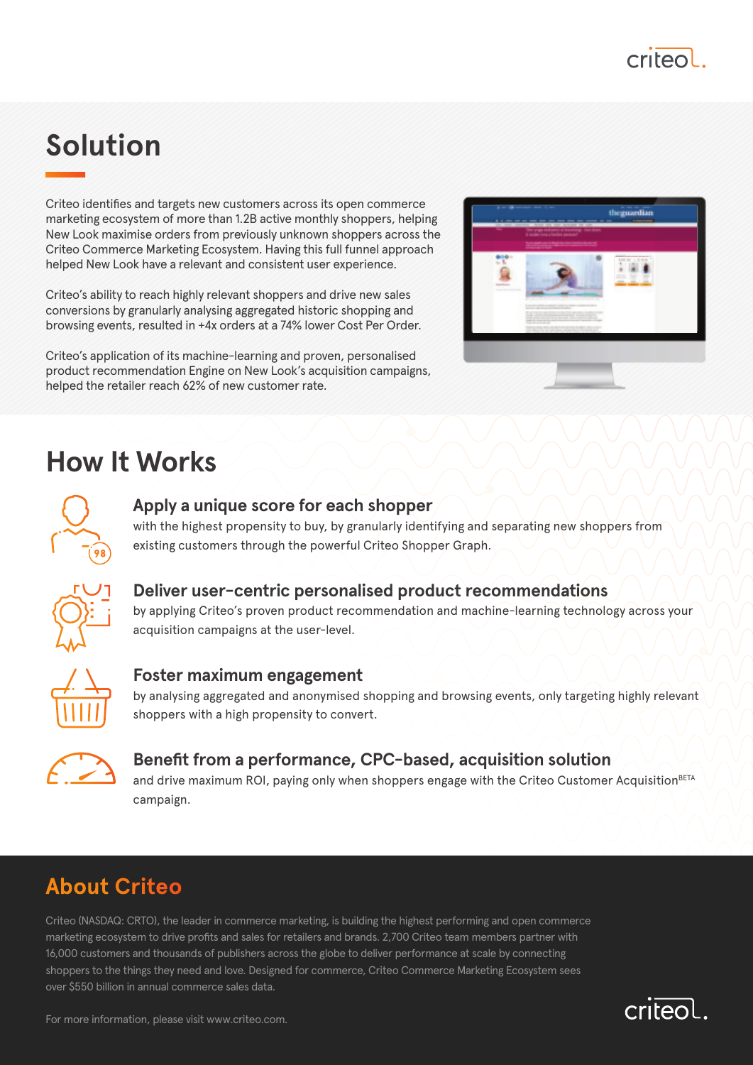## Solution

Criteo identifies and targets new customers across its open commerce marketing ecosystem of more than 1.2B active monthly shoppers, helping New Look maximise orders from previously unknown shoppers across the Criteo Commerce Marketing Ecosystem. Having this full funnel approach helped New Look have a relevant and consistent user experience.

Criteo's ability to reach highly relevant shoppers and drive new sales conversions by granularly analysing aggregated historic shopping and browsing events, resulted in +4x orders at a 74% lower Cost Per Order.

Criteo's application of its machine-learning and proven, personalised product recommendation Engine on New Look's acquisition campaigns, helped the retailer reach 62% of new customer rate.

## How It Works

### Apply a unique score for each shopper

with the highest propensity to buy, by granularly identifying and separating new shoppers from existing customers through the powerful Criteo Shopper Graph.

### Deliver user-centric personalised product recommendations

by applying Criteo's proven product recommendation and machine-learning technology across your acquisition campaigns at the user-level.

### Foster maximum engagement

by analysing aggregated and anonymised shopping and browsing events, only targeting highly relevant shoppers with a high propensity to convert.

### Benefit from a performance, CPC-based, acquisition solution

and drive maximum ROI, paying only when shoppers engage with the Criteo Customer Acquisition[BETA] campaign.

## About Criteo

Criteo (NASDAQ: CRTO), the leader in commerce marketing, is building the highest performing and open commerce marketing ecosystem to drive profits and sales for retailers and brands. 2,700 Criteo team members partner with 16,000 customers and thousands of publishers across the globe to deliver performance at scale by connecting shoppers to the things they need and love. Designed for commerce, Criteo Commerce Marketing Ecosystem sees over $550 billion in annual commerce sales data.

For more information, please visit www.criteo.com.